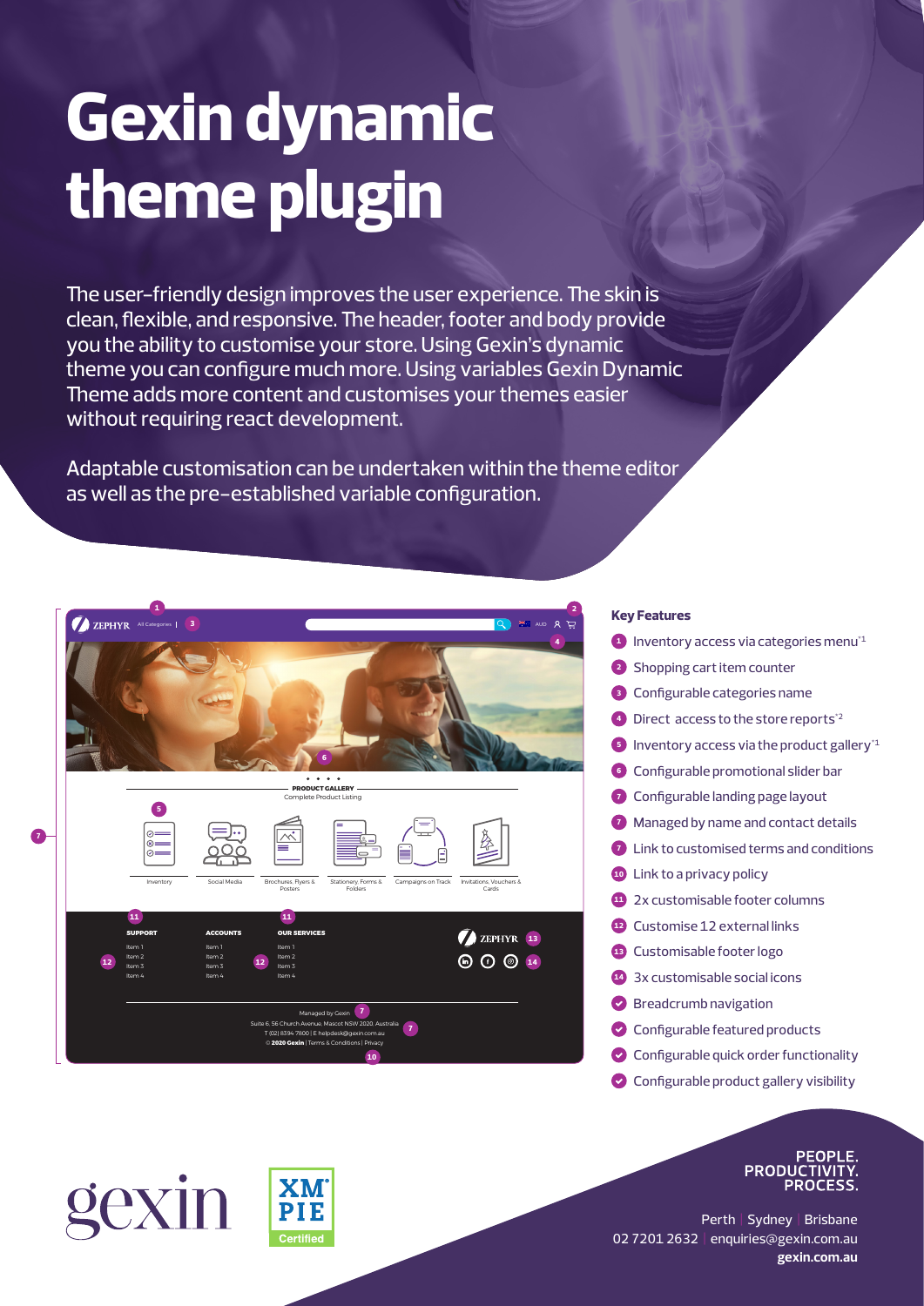# Gexin dynamic theme plugin

The user-friendly design improves the user experience. The skin is clean, flexible, and responsive. The header, footer and body provide you the ability to customise your store. Using Gexin's dynamic theme you can configure much more. Using variables Gexin Dynamic Theme adds more content and customises your themes easier without requiring react development.

Adaptable customisation can be undertaken within the theme editor as well as the pre-established variable configuration.

### Key Features

1. Inventory access via categories menu[*1]
2. Shopping cart item counter
3. Configurable categories name
4. Direct access to the store reports[*2]
5. Inventory access via the product gallery[*1]
6. Configurable promotional slider bar
7. Configurable landing page layout
7. Managed by name and contact details
7. Link to customised terms and conditions
10. Link to a privacy policy
11. 2x customisable footer columns
12. Customise 12 external links
13. Customisable footer logo
14. 3x customisable social icons

- Breadcrumb navigation
- Configurable featured products
- Configurable quick order functionality
- Configurable product gallery visibility

gexin

XMPie Certified

PEOPLE.
PRODUCTIVITY.
PROCESS.

Perth | Sydney | Brisbane
02 7201 2632 | enquiries@gexin.com.au
**gexin.com.au**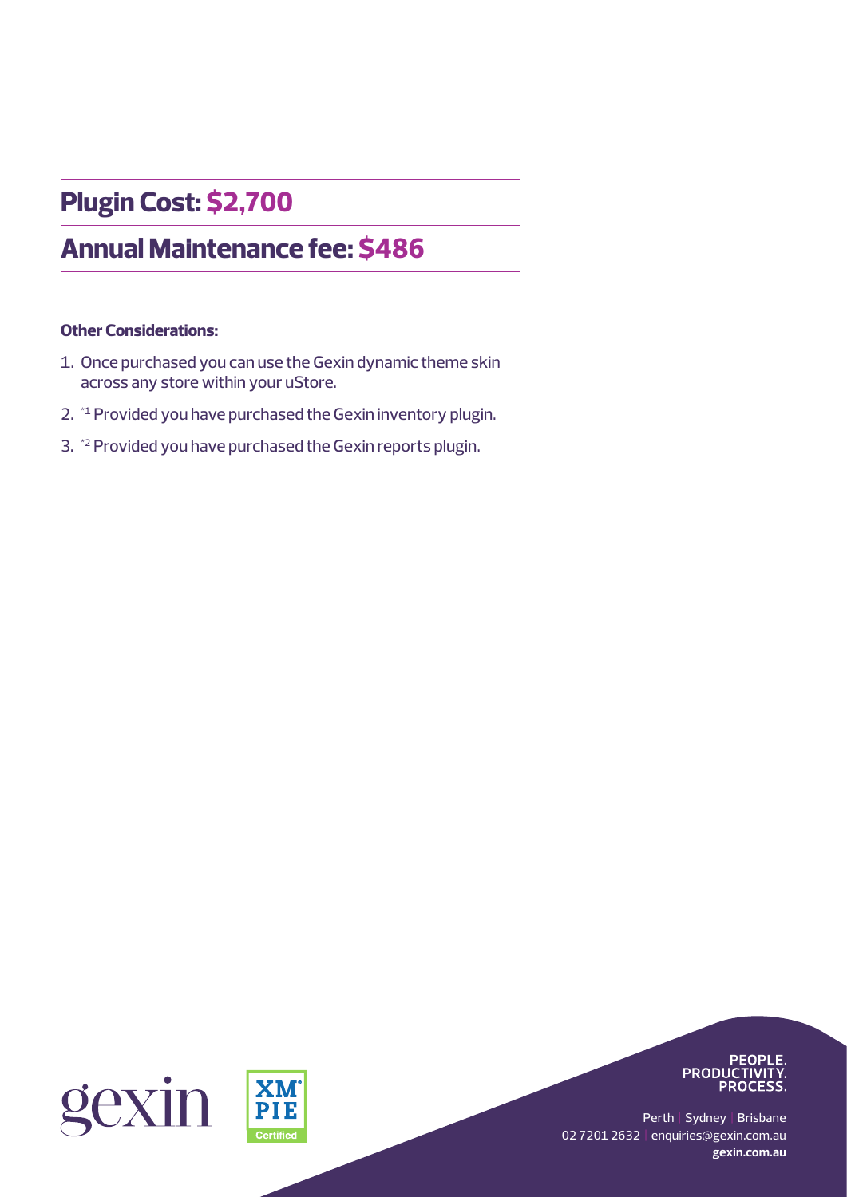## Plugin Cost: $2,700

## Annual Maintenance fee: $486

**Other Considerations:**

1. Once purchased you can use the Gexin dynamic theme skin across any store within your uStore.
2. *1 Provided you have purchased the Gexin inventory plugin.
3. *2 Provided you have purchased the Gexin reports plugin.

PEOPLE.
PRODUCTIVITY.
PROCESS.

Perth | Sydney | Brisbane
02 7201 2632 | enquiries@gexin.com.au
**gexin.com.au**